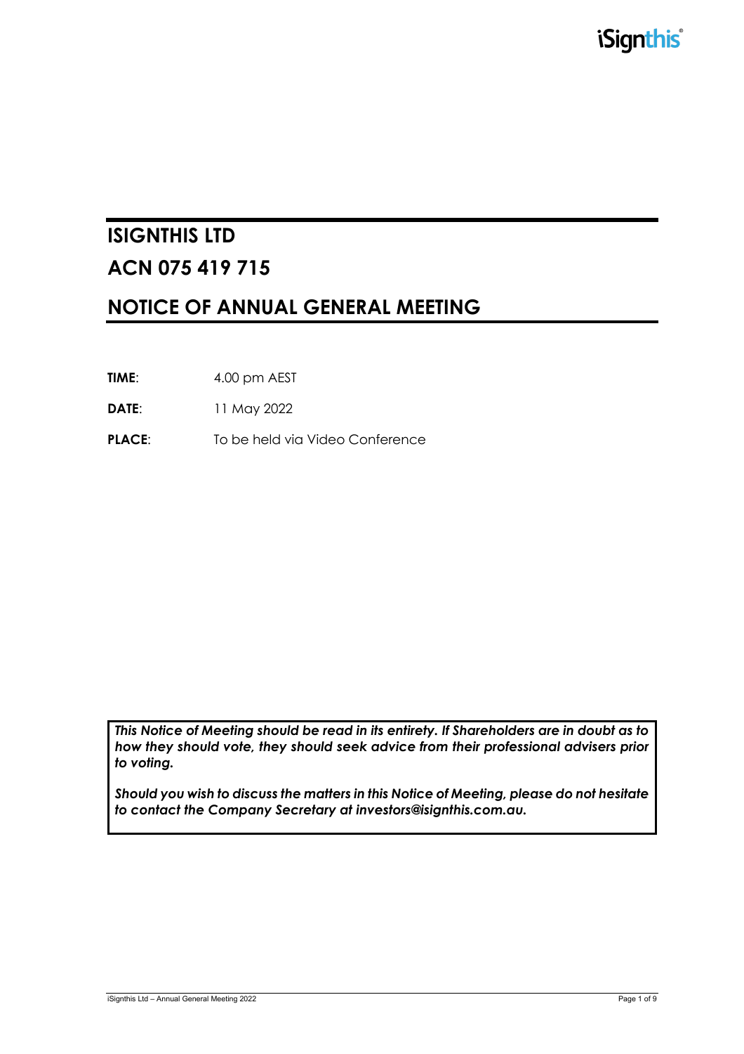# ISIGNTHIS LTD

# ACN 075 419 715

# NOTICE OF ANNUAL GENERAL MEETING

**TIME**: 4.00 pm AEST

**DATE**: 11 May 2022

**PLACE**: To be held via Video Conference

***This Notice of Meeting should be read in its entirety. If Shareholders are in doubt as to how they should vote, they should seek advice from their professional advisers prior to voting.***

***Should you wish to discuss the matters in this Notice of Meeting, please do not hesitate to contact the Company Secretary at investors@isignthis.com.au.***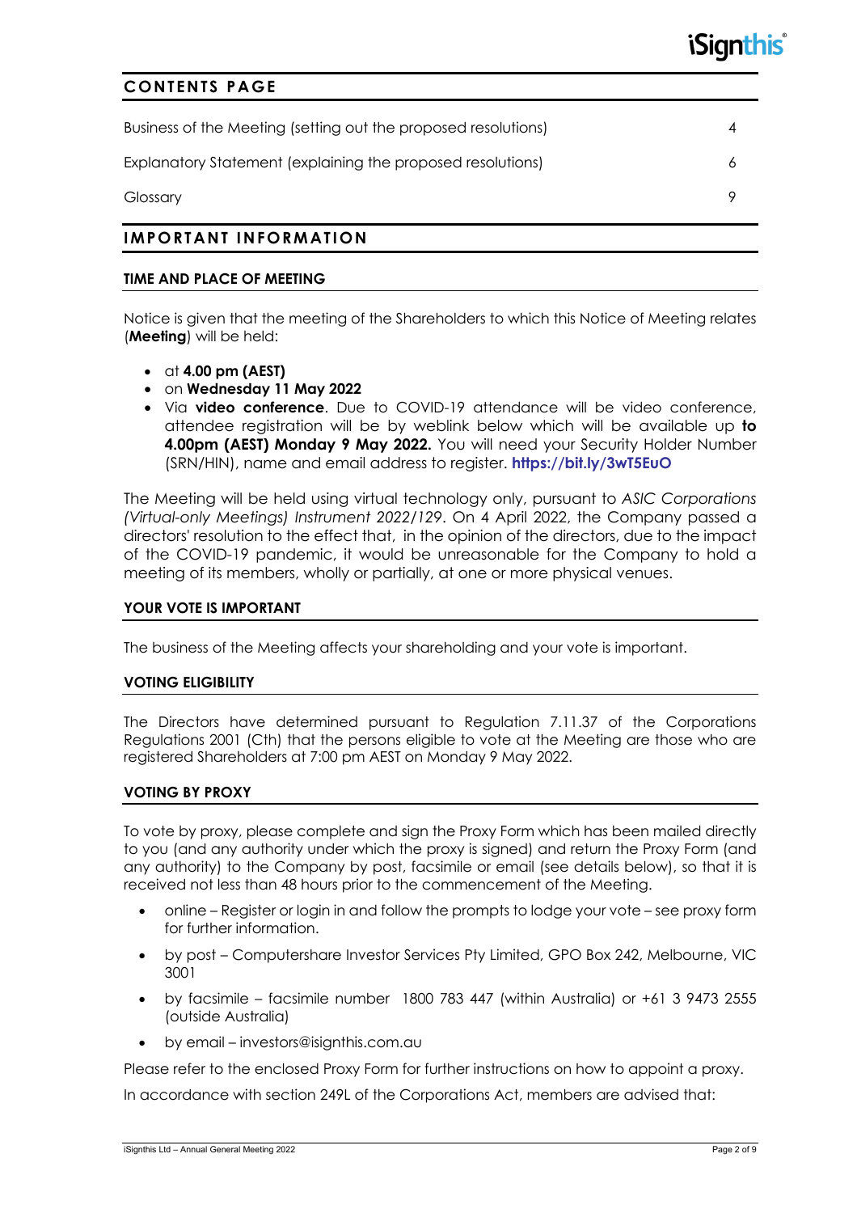## CONTENTS PAGE

| | |
|---|---|
| Business of the Meeting (setting out the proposed resolutions) | 4 |
| Explanatory Statement (explaining the proposed resolutions) | 6 |
| Glossary | 9 |

## IMPORTANT INFORMATION

### TIME AND PLACE OF MEETING

Notice is given that the meeting of the Shareholders to which this Notice of Meeting relates (**Meeting**) will be held:

- at **4.00 pm (AEST)**
- on **Wednesday 11 May 2022**
- Via **video conference**. Due to COVID-19 attendance will be video conference, attendee registration will be by weblink below which will be available up **to 4.00pm (AEST) Monday 9 May 2022.** You will need your Security Holder Number (SRN/HIN), name and email address to register. **https://bit.ly/3wT5EuO**

The Meeting will be held using virtual technology only, pursuant to *ASIC Corporations (Virtual-only Meetings) Instrument 2022/129*. On 4 April 2022, the Company passed a directors' resolution to the effect that, in the opinion of the directors, due to the impact of the COVID-19 pandemic, it would be unreasonable for the Company to hold a meeting of its members, wholly or partially, at one or more physical venues.

### YOUR VOTE IS IMPORTANT

The business of the Meeting affects your shareholding and your vote is important.

### VOTING ELIGIBILITY

The Directors have determined pursuant to Regulation 7.11.37 of the Corporations Regulations 2001 (Cth) that the persons eligible to vote at the Meeting are those who are registered Shareholders at 7:00 pm AEST on Monday 9 May 2022.

### VOTING BY PROXY

To vote by proxy, please complete and sign the Proxy Form which has been mailed directly to you (and any authority under which the proxy is signed) and return the Proxy Form (and any authority) to the Company by post, facsimile or email (see details below), so that it is received not less than 48 hours prior to the commencement of the Meeting.

- online – Register or login in and follow the prompts to lodge your vote – see proxy form for further information.
- by post – Computershare Investor Services Pty Limited, GPO Box 242, Melbourne, VIC 3001
- by facsimile – facsimile number 1800 783 447 (within Australia) or +61 3 9473 2555 (outside Australia)
- by email – investors@isignthis.com.au

Please refer to the enclosed Proxy Form for further instructions on how to appoint a proxy.

In accordance with section 249L of the Corporations Act, members are advised that: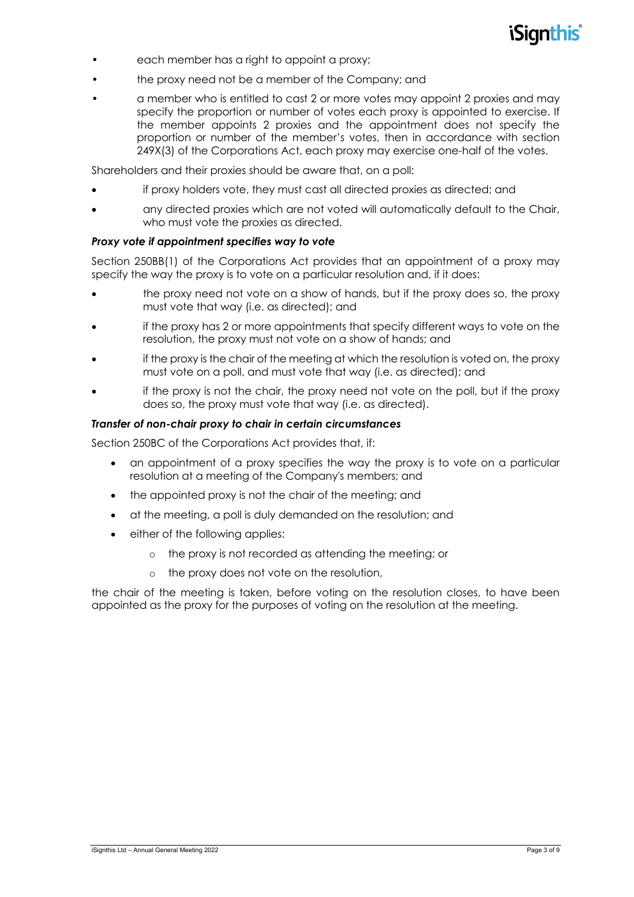- each member has a right to appoint a proxy;
- the proxy need not be a member of the Company; and
- a member who is entitled to cast 2 or more votes may appoint 2 proxies and may specify the proportion or number of votes each proxy is appointed to exercise. If the member appoints 2 proxies and the appointment does not specify the proportion or number of the member's votes, then in accordance with section 249X(3) of the Corporations Act, each proxy may exercise one-half of the votes.

Shareholders and their proxies should be aware that, on a poll:

- if proxy holders vote, they must cast all directed proxies as directed; and
- any directed proxies which are not voted will automatically default to the Chair, who must vote the proxies as directed.

***Proxy vote if appointment specifies way to vote***

Section 250BB(1) of the Corporations Act provides that an appointment of a proxy may specify the way the proxy is to vote on a particular resolution and, if it does:

- the proxy need not vote on a show of hands, but if the proxy does so, the proxy must vote that way (i.e. as directed); and
- if the proxy has 2 or more appointments that specify different ways to vote on the resolution, the proxy must not vote on a show of hands; and
- if the proxy is the chair of the meeting at which the resolution is voted on, the proxy must vote on a poll, and must vote that way (i.e. as directed); and
- if the proxy is not the chair, the proxy need not vote on the poll, but if the proxy does so, the proxy must vote that way (i.e. as directed).

***Transfer of non-chair proxy to chair in certain circumstances***

Section 250BC of the Corporations Act provides that, if:

- an appointment of a proxy specifies the way the proxy is to vote on a particular resolution at a meeting of the Company's members; and
- the appointed proxy is not the chair of the meeting; and
- at the meeting, a poll is duly demanded on the resolution; and
- either of the following applies:
  - the proxy is not recorded as attending the meeting; or
  - the proxy does not vote on the resolution,

the chair of the meeting is taken, before voting on the resolution closes, to have been appointed as the proxy for the purposes of voting on the resolution at the meeting.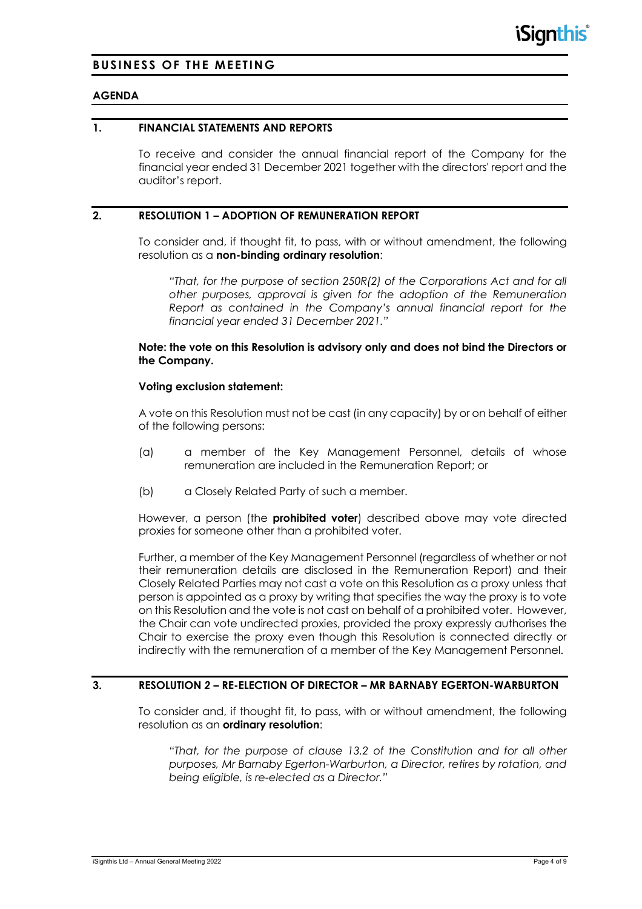# BUSINESS OF THE MEETING

## AGENDA

### 1. FINANCIAL STATEMENTS AND REPORTS

To receive and consider the annual financial report of the Company for the financial year ended 31 December 2021 together with the directors' report and the auditor's report.

### 2. RESOLUTION 1 – ADOPTION OF REMUNERATION REPORT

To consider and, if thought fit, to pass, with or without amendment, the following resolution as a **non-binding ordinary resolution**:

*"That, for the purpose of section 250R(2) of the Corporations Act and for all other purposes, approval is given for the adoption of the Remuneration Report as contained in the Company's annual financial report for the financial year ended 31 December 2021."*

**Note: the vote on this Resolution is advisory only and does not bind the Directors or the Company.**

**Voting exclusion statement:**

A vote on this Resolution must not be cast (in any capacity) by or on behalf of either of the following persons:

(a) a member of the Key Management Personnel, details of whose remuneration are included in the Remuneration Report; or

(b) a Closely Related Party of such a member.

However, a person (the **prohibited voter**) described above may vote directed proxies for someone other than a prohibited voter.

Further, a member of the Key Management Personnel (regardless of whether or not their remuneration details are disclosed in the Remuneration Report) and their Closely Related Parties may not cast a vote on this Resolution as a proxy unless that person is appointed as a proxy by writing that specifies the way the proxy is to vote on this Resolution and the vote is not cast on behalf of a prohibited voter. However, the Chair can vote undirected proxies, provided the proxy expressly authorises the Chair to exercise the proxy even though this Resolution is connected directly or indirectly with the remuneration of a member of the Key Management Personnel.

### 3. RESOLUTION 2 – RE-ELECTION OF DIRECTOR – MR BARNABY EGERTON-WARBURTON

To consider and, if thought fit, to pass, with or without amendment, the following resolution as an **ordinary resolution**:

*"That, for the purpose of clause 13.2 of the Constitution and for all other purposes, Mr Barnaby Egerton-Warburton, a Director, retires by rotation, and being eligible, is re-elected as a Director."*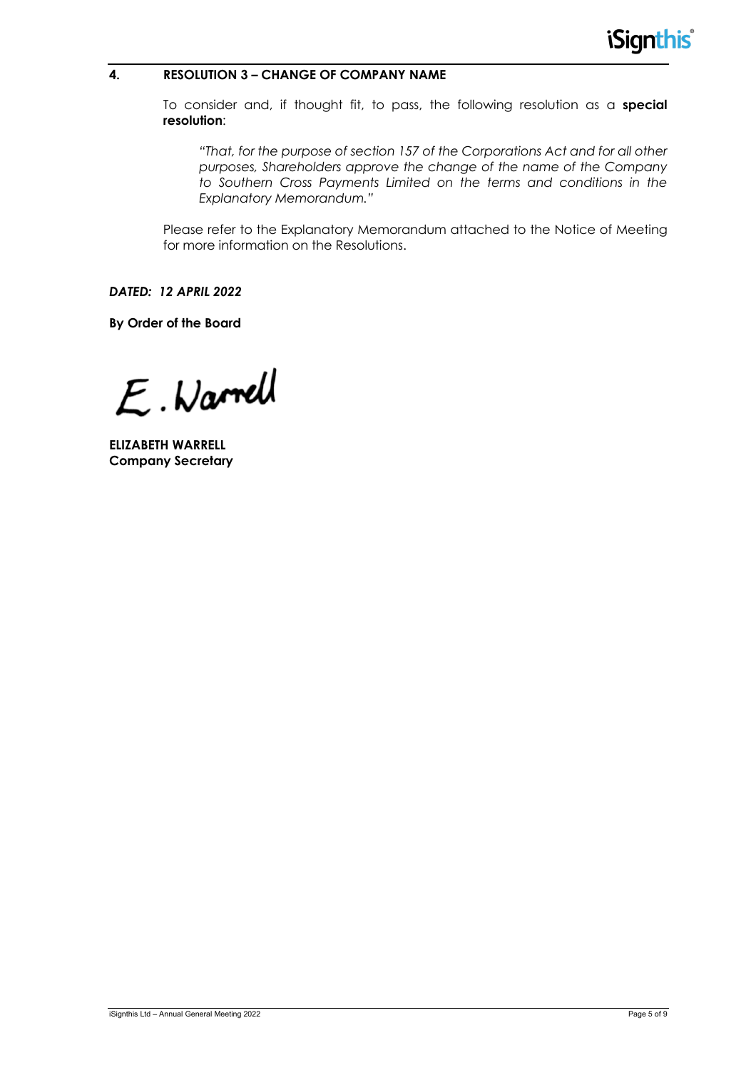## 4. RESOLUTION 3 – CHANGE OF COMPANY NAME

To consider and, if thought fit, to pass, the following resolution as a **special resolution**:

*"That, for the purpose of section 157 of the Corporations Act and for all other purposes, Shareholders approve the change of the name of the Company to Southern Cross Payments Limited on the terms and conditions in the Explanatory Memorandum."*

Please refer to the Explanatory Memorandum attached to the Notice of Meeting for more information on the Resolutions.

***DATED: 12 APRIL 2022***

**By Order of the Board**

E. Warrell

**ELIZABETH WARRELL**
**Company Secretary**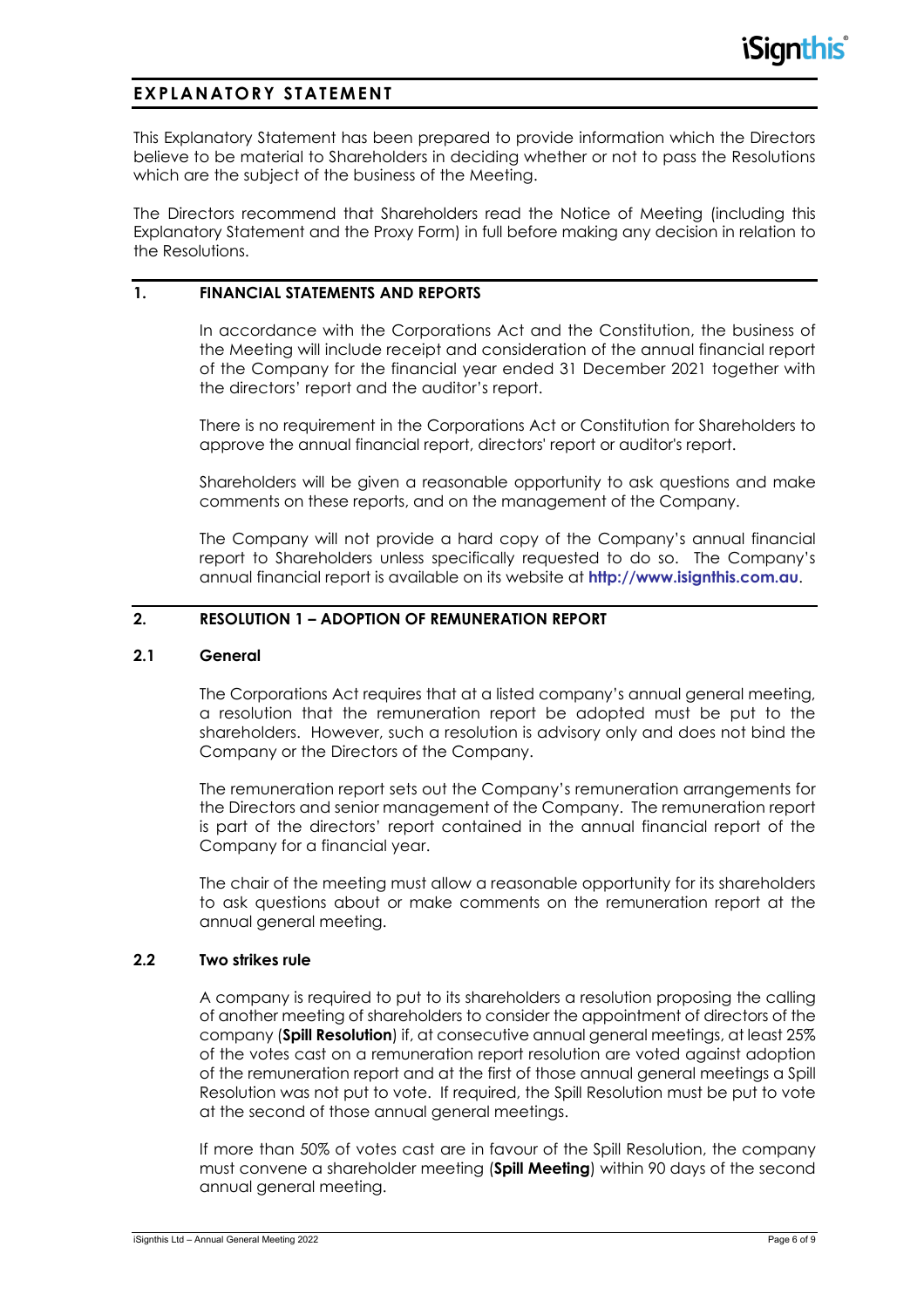# EXPLANATORY STATEMENT

This Explanatory Statement has been prepared to provide information which the Directors believe to be material to Shareholders in deciding whether or not to pass the Resolutions which are the subject of the business of the Meeting.

The Directors recommend that Shareholders read the Notice of Meeting (including this Explanatory Statement and the Proxy Form) in full before making any decision in relation to the Resolutions.

## 1. FINANCIAL STATEMENTS AND REPORTS

In accordance with the Corporations Act and the Constitution, the business of the Meeting will include receipt and consideration of the annual financial report of the Company for the financial year ended 31 December 2021 together with the directors' report and the auditor's report.

There is no requirement in the Corporations Act or Constitution for Shareholders to approve the annual financial report, directors' report or auditor's report.

Shareholders will be given a reasonable opportunity to ask questions and make comments on these reports, and on the management of the Company.

The Company will not provide a hard copy of the Company's annual financial report to Shareholders unless specifically requested to do so. The Company's annual financial report is available on its website at **http://www.isignthis.com.au**.

## 2. RESOLUTION 1 – ADOPTION OF REMUNERATION REPORT

### 2.1 General

The Corporations Act requires that at a listed company's annual general meeting, a resolution that the remuneration report be adopted must be put to the shareholders. However, such a resolution is advisory only and does not bind the Company or the Directors of the Company.

The remuneration report sets out the Company's remuneration arrangements for the Directors and senior management of the Company. The remuneration report is part of the directors' report contained in the annual financial report of the Company for a financial year.

The chair of the meeting must allow a reasonable opportunity for its shareholders to ask questions about or make comments on the remuneration report at the annual general meeting.

### 2.2 Two strikes rule

A company is required to put to its shareholders a resolution proposing the calling of another meeting of shareholders to consider the appointment of directors of the company (**Spill Resolution**) if, at consecutive annual general meetings, at least 25% of the votes cast on a remuneration report resolution are voted against adoption of the remuneration report and at the first of those annual general meetings a Spill Resolution was not put to vote. If required, the Spill Resolution must be put to vote at the second of those annual general meetings.

If more than 50% of votes cast are in favour of the Spill Resolution, the company must convene a shareholder meeting (**Spill Meeting**) within 90 days of the second annual general meeting.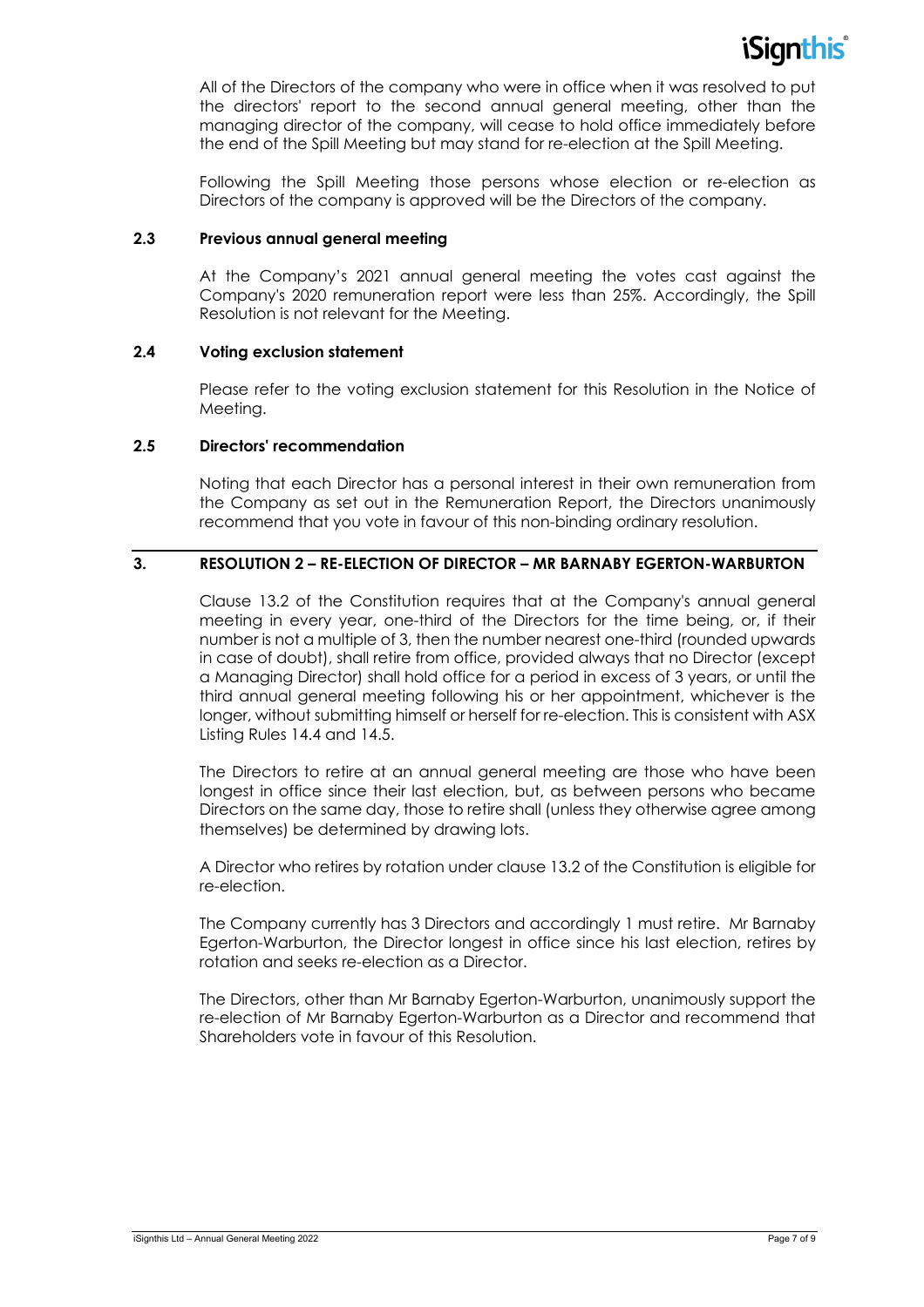All of the Directors of the company who were in office when it was resolved to put the directors' report to the second annual general meeting, other than the managing director of the company, will cease to hold office immediately before the end of the Spill Meeting but may stand for re-election at the Spill Meeting.

Following the Spill Meeting those persons whose election or re-election as Directors of the company is approved will be the Directors of the company.

### 2.3 Previous annual general meeting

At the Company's 2021 annual general meeting the votes cast against the Company's 2020 remuneration report were less than 25%. Accordingly, the Spill Resolution is not relevant for the Meeting.

### 2.4 Voting exclusion statement

Please refer to the voting exclusion statement for this Resolution in the Notice of Meeting.

### 2.5 Directors' recommendation

Noting that each Director has a personal interest in their own remuneration from the Company as set out in the Remuneration Report, the Directors unanimously recommend that you vote in favour of this non-binding ordinary resolution.

## 3. RESOLUTION 2 – RE-ELECTION OF DIRECTOR – MR BARNABY EGERTON-WARBURTON

Clause 13.2 of the Constitution requires that at the Company's annual general meeting in every year, one-third of the Directors for the time being, or, if their number is not a multiple of 3, then the number nearest one-third (rounded upwards in case of doubt), shall retire from office, provided always that no Director (except a Managing Director) shall hold office for a period in excess of 3 years, or until the third annual general meeting following his or her appointment, whichever is the longer, without submitting himself or herself for re-election. This is consistent with ASX Listing Rules 14.4 and 14.5.

The Directors to retire at an annual general meeting are those who have been longest in office since their last election, but, as between persons who became Directors on the same day, those to retire shall (unless they otherwise agree among themselves) be determined by drawing lots.

A Director who retires by rotation under clause 13.2 of the Constitution is eligible for re-election.

The Company currently has 3 Directors and accordingly 1 must retire. Mr Barnaby Egerton-Warburton, the Director longest in office since his last election, retires by rotation and seeks re-election as a Director.

The Directors, other than Mr Barnaby Egerton-Warburton, unanimously support the re-election of Mr Barnaby Egerton-Warburton as a Director and recommend that Shareholders vote in favour of this Resolution.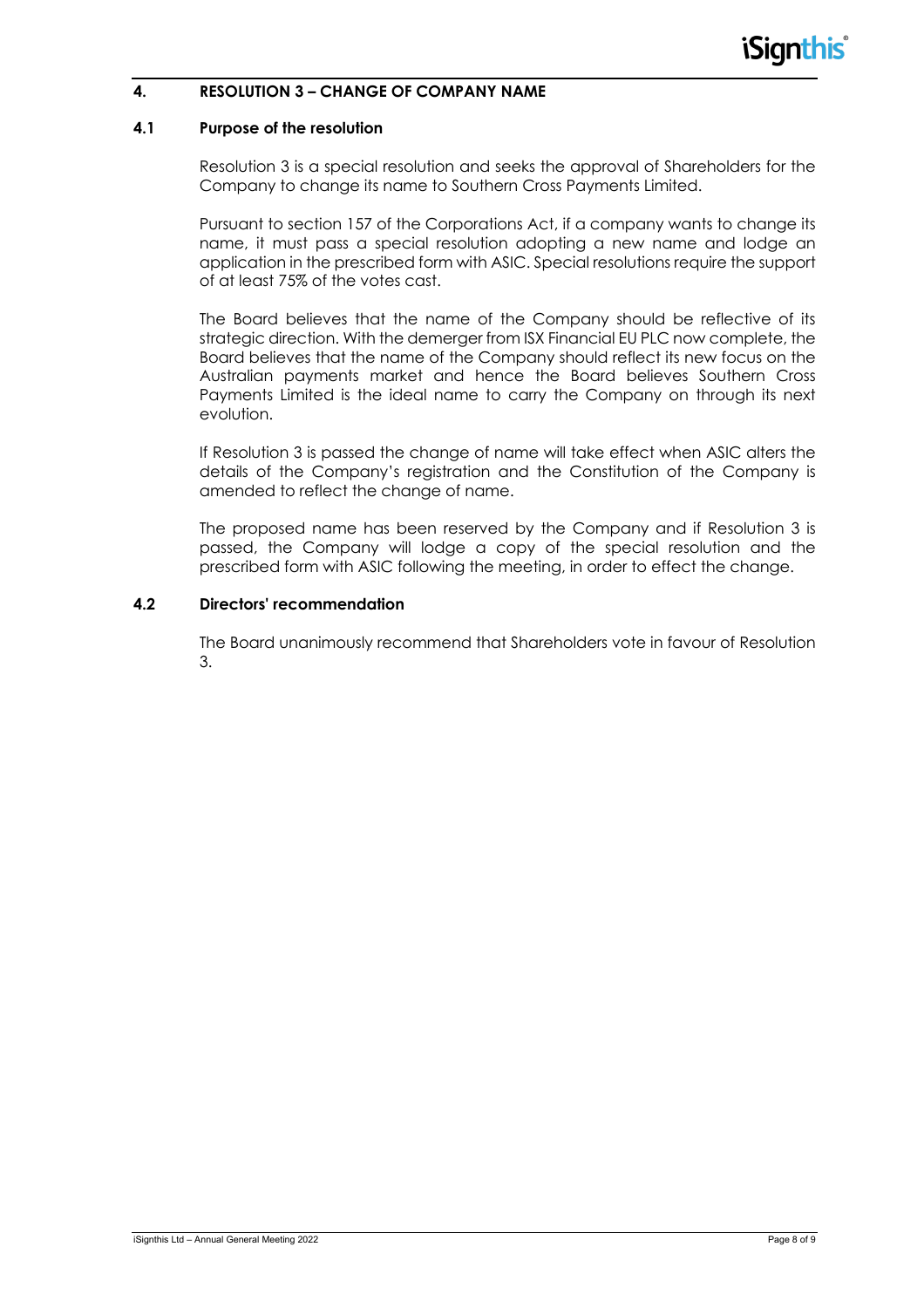## 4. RESOLUTION 3 – CHANGE OF COMPANY NAME

### 4.1 Purpose of the resolution

Resolution 3 is a special resolution and seeks the approval of Shareholders for the Company to change its name to Southern Cross Payments Limited.

Pursuant to section 157 of the Corporations Act, if a company wants to change its name, it must pass a special resolution adopting a new name and lodge an application in the prescribed form with ASIC. Special resolutions require the support of at least 75% of the votes cast.

The Board believes that the name of the Company should be reflective of its strategic direction. With the demerger from ISX Financial EU PLC now complete, the Board believes that the name of the Company should reflect its new focus on the Australian payments market and hence the Board believes Southern Cross Payments Limited is the ideal name to carry the Company on through its next evolution.

If Resolution 3 is passed the change of name will take effect when ASIC alters the details of the Company's registration and the Constitution of the Company is amended to reflect the change of name.

The proposed name has been reserved by the Company and if Resolution 3 is passed, the Company will lodge a copy of the special resolution and the prescribed form with ASIC following the meeting, in order to effect the change.

### 4.2 Directors' recommendation

The Board unanimously recommend that Shareholders vote in favour of Resolution 3.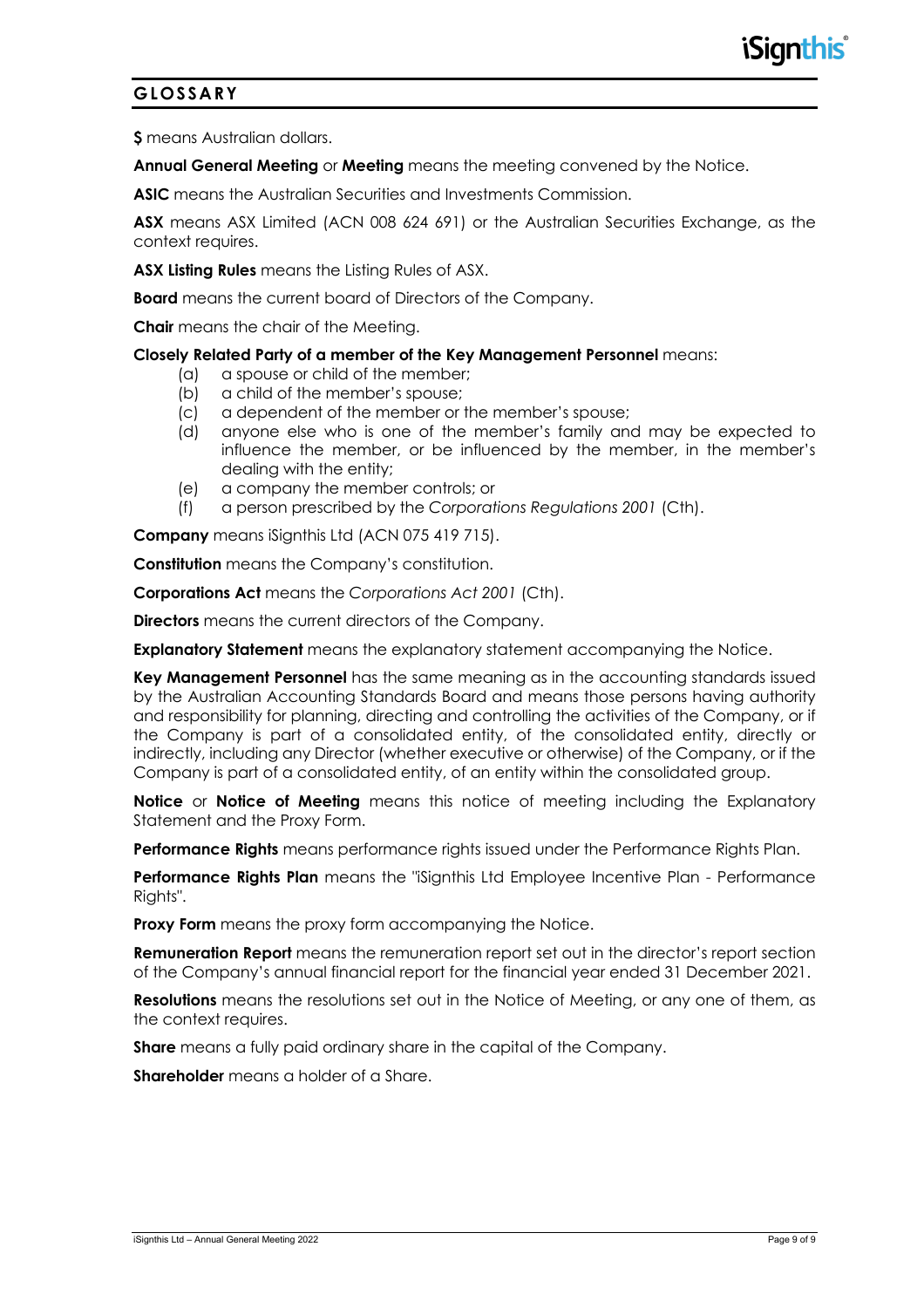## GLOSSARY

**$** means Australian dollars.

**Annual General Meeting** or **Meeting** means the meeting convened by the Notice.

**ASIC** means the Australian Securities and Investments Commission.

**ASX** means ASX Limited (ACN 008 624 691) or the Australian Securities Exchange, as the context requires.

**ASX Listing Rules** means the Listing Rules of ASX.

**Board** means the current board of Directors of the Company.

**Chair** means the chair of the Meeting.

**Closely Related Party of a member of the Key Management Personnel** means:

(a) a spouse or child of the member;
(b) a child of the member's spouse;
(c) a dependent of the member or the member's spouse;
(d) anyone else who is one of the member's family and may be expected to influence the member, or be influenced by the member, in the member's dealing with the entity;
(e) a company the member controls; or
(f) a person prescribed by the *Corporations Regulations 2001* (Cth).

**Company** means iSignthis Ltd (ACN 075 419 715).

**Constitution** means the Company's constitution.

**Corporations Act** means the *Corporations Act 2001* (Cth).

**Directors** means the current directors of the Company.

**Explanatory Statement** means the explanatory statement accompanying the Notice.

**Key Management Personnel** has the same meaning as in the accounting standards issued by the Australian Accounting Standards Board and means those persons having authority and responsibility for planning, directing and controlling the activities of the Company, or if the Company is part of a consolidated entity, of the consolidated entity, directly or indirectly, including any Director (whether executive or otherwise) of the Company, or if the Company is part of a consolidated entity, of an entity within the consolidated group.

**Notice** or **Notice of Meeting** means this notice of meeting including the Explanatory Statement and the Proxy Form.

**Performance Rights** means performance rights issued under the Performance Rights Plan.

**Performance Rights Plan** means the "iSignthis Ltd Employee Incentive Plan - Performance Rights".

**Proxy Form** means the proxy form accompanying the Notice.

**Remuneration Report** means the remuneration report set out in the director's report section of the Company's annual financial report for the financial year ended 31 December 2021.

**Resolutions** means the resolutions set out in the Notice of Meeting, or any one of them, as the context requires.

**Share** means a fully paid ordinary share in the capital of the Company.

**Shareholder** means a holder of a Share.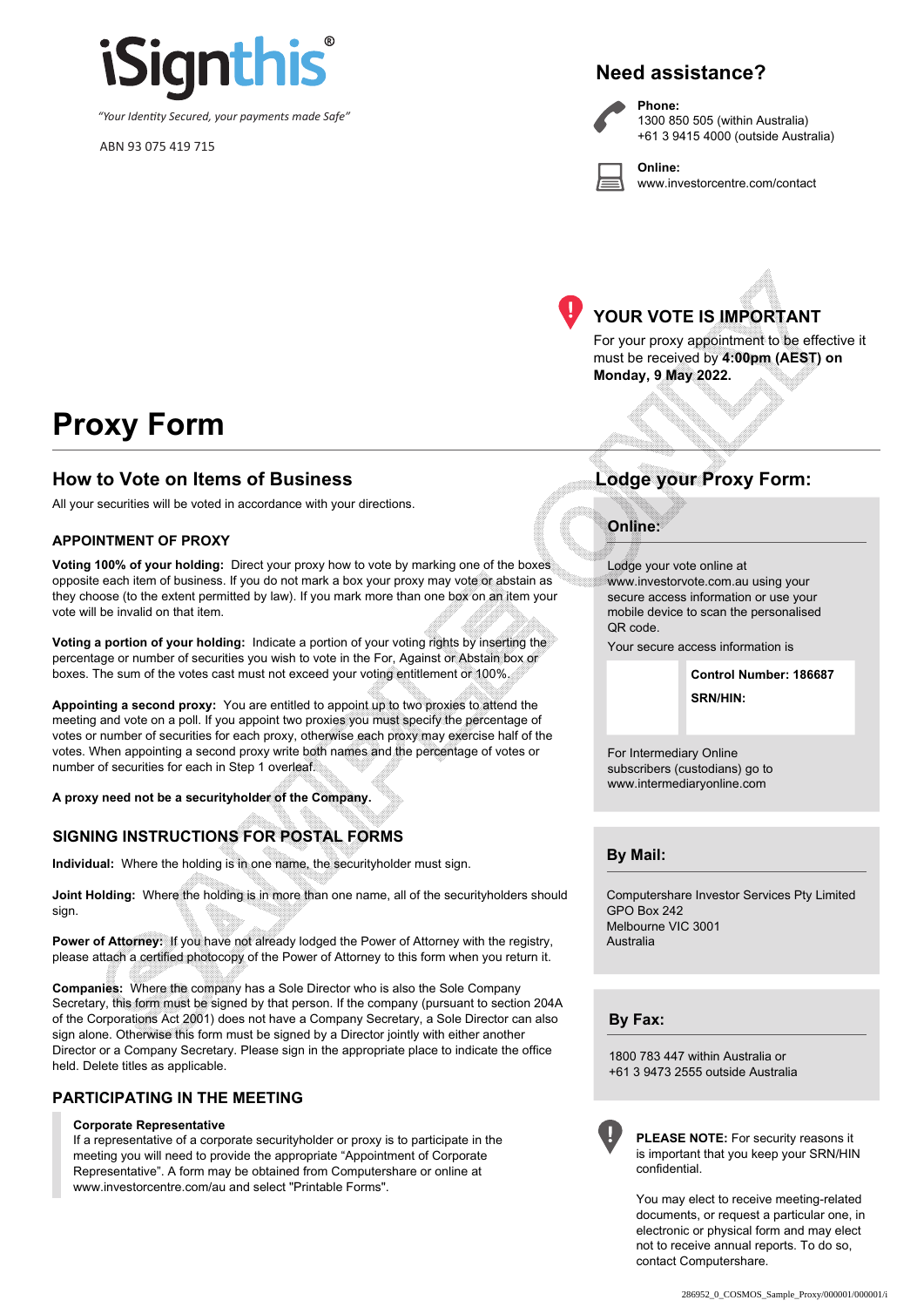iSignthis®

*"Your Identity Secured, your payments made Safe"*

ABN 93 075 419 715

## Need assistance?

**Phone:**
1300 850 505 (within Australia)
+61 3 9415 4000 (outside Australia)

**Online:**
www.investorcentre.com/contact

## YOUR VOTE IS IMPORTANT

For your proxy appointment to be effective it must be received by **4:00pm (AEST) on Monday, 9 May 2022.**

# Proxy Form

## How to Vote on Items of Business

All your securities will be voted in accordance with your directions.

### APPOINTMENT OF PROXY

**Voting 100% of your holding:** Direct your proxy how to vote by marking one of the boxes opposite each item of business. If you do not mark a box your proxy may vote or abstain as they choose (to the extent permitted by law). If you mark more than one box on an item your vote will be invalid on that item.

**Voting a portion of your holding:** Indicate a portion of your voting rights by inserting the percentage or number of securities you wish to vote in the For, Against or Abstain box or boxes. The sum of the votes cast must not exceed your voting entitlement or 100%.

**Appointing a second proxy:** You are entitled to appoint up to two proxies to attend the meeting and vote on a poll. If you appoint two proxies you must specify the percentage of votes or number of securities for each proxy, otherwise each proxy may exercise half of the votes. When appointing a second proxy write both names and the percentage of votes or number of securities for each in Step 1 overleaf.

**A proxy need not be a securityholder of the Company.**

### SIGNING INSTRUCTIONS FOR POSTAL FORMS

**Individual:** Where the holding is in one name, the securityholder must sign.

**Joint Holding:** Where the holding is in more than one name, all of the securityholders should sign.

**Power of Attorney:** If you have not already lodged the Power of Attorney with the registry, please attach a certified photocopy of the Power of Attorney to this form when you return it.

**Companies:** Where the company has a Sole Director who is also the Sole Company Secretary, this form must be signed by that person. If the company (pursuant to section 204A of the Corporations Act 2001) does not have a Company Secretary, a Sole Director can also sign alone. Otherwise this form must be signed by a Director jointly with either another Director or a Company Secretary. Please sign in the appropriate place to indicate the office held. Delete titles as applicable.

### PARTICIPATING IN THE MEETING

**Corporate Representative**
If a representative of a corporate securityholder or proxy is to participate in the meeting you will need to provide the appropriate "Appointment of Corporate Representative". A form may be obtained from Computershare or online at www.investorcentre.com/au and select "Printable Forms".

## Lodge your Proxy Form:

### Online:

Lodge your vote online at www.investorvote.com.au using your secure access information or use your mobile device to scan the personalised QR code.

Your secure access information is

**Control Number: 186687**

**SRN/HIN:**

For Intermediary Online subscribers (custodians) go to www.intermediaryonline.com

### By Mail:

Computershare Investor Services Pty Limited
GPO Box 242
Melbourne VIC 3001
Australia

### By Fax:

1800 783 447 within Australia or
+61 3 9473 2555 outside Australia

**PLEASE NOTE:** For security reasons it is important that you keep your SRN/HIN confidential.

You may elect to receive meeting-related documents, or request a particular one, in electronic or physical form and may elect not to receive annual reports. To do so, contact Computershare.

286952_0_COSMOS_Sample_Proxy/000001/000001/i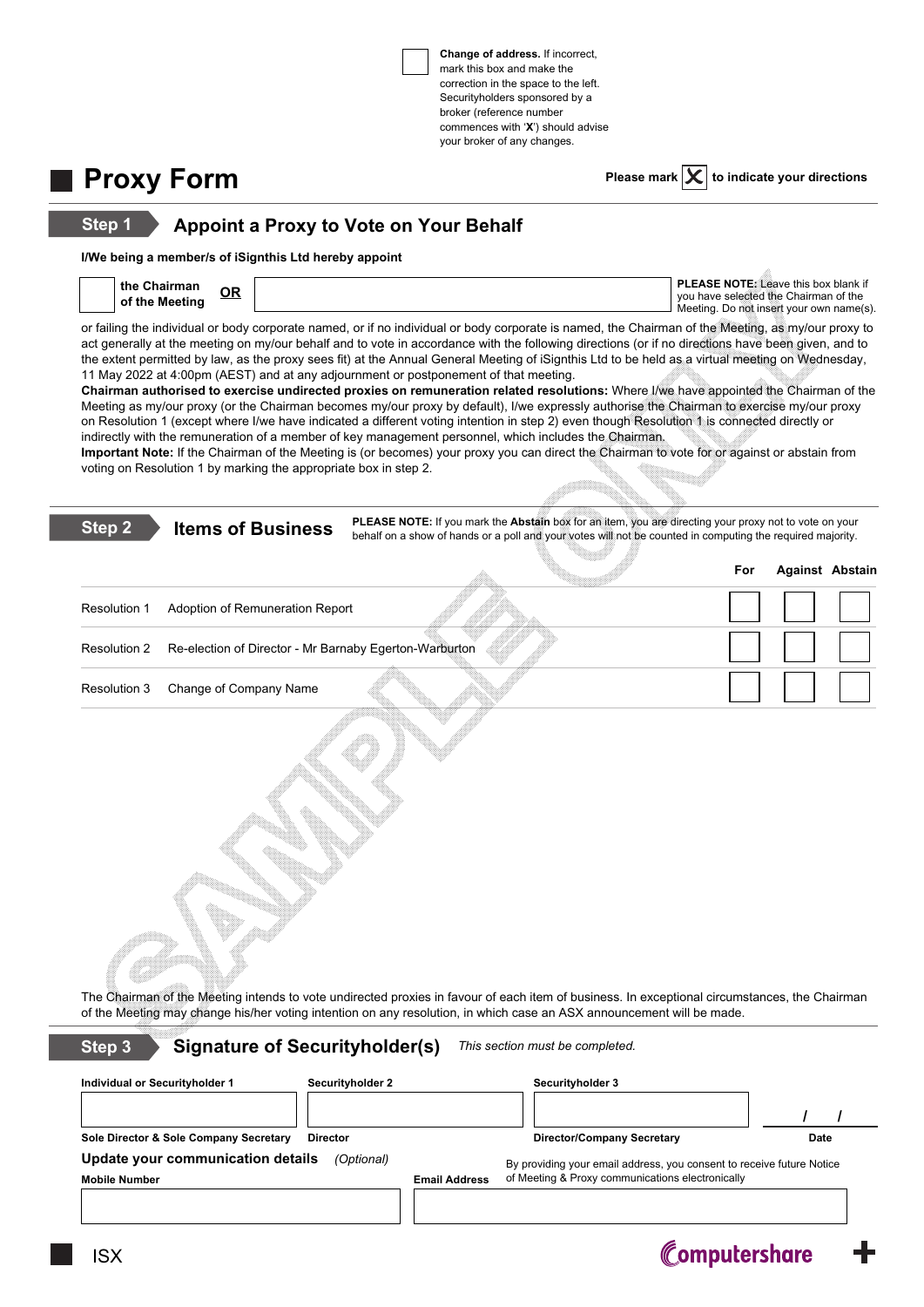**Change of address.** If incorrect, mark this box and make the correction in the space to the left. Securityholders sponsored by a broker (reference number commences with '**X**') should advise your broker of any changes.

# Proxy Form

**Please mark X to indicate your directions**

## Step 1 Appoint a Proxy to Vote on Your Behalf

**I/We being a member/s of iSignthis Ltd hereby appoint**

the Chairman of the Meeting **OR**

**PLEASE NOTE:** Leave this box blank if you have selected the Chairman of the Meeting. Do not insert your own name(s).

or failing the individual or body corporate named, or if no individual or body corporate is named, the Chairman of the Meeting, as my/our proxy to act generally at the meeting on my/our behalf and to vote in accordance with the following directions (or if no directions have been given, and to the extent permitted by law, as the proxy sees fit) at the Annual General Meeting of iSignthis Ltd to be held as a virtual meeting on Wednesday, 11 May 2022 at 4:00pm (AEST) and at any adjournment or postponement of that meeting.

**Chairman authorised to exercise undirected proxies on remuneration related resolutions:** Where I/we have appointed the Chairman of the Meeting as my/our proxy (or the Chairman becomes my/our proxy by default), I/we expressly authorise the Chairman to exercise my/our proxy on Resolution 1 (except where I/we have indicated a different voting intention in step 2) even though Resolution 1 is connected directly or indirectly with the remuneration of a member of key management personnel, which includes the Chairman.

**Important Note:** If the Chairman of the Meeting is (or becomes) your proxy you can direct the Chairman to vote for or against or abstain from voting on Resolution 1 by marking the appropriate box in step 2.

## Step 2 Items of Business

**PLEASE NOTE:** If you mark the **Abstain** box for an item, you are directing your proxy not to vote on your behalf on a show of hands or a poll and your votes will not be counted in computing the required majority.

| | | For | Against | Abstain |
|---|---|---|---|---|
| Resolution 1 | Adoption of Remuneration Report | | | |
| Resolution 2 | Re-election of Director - Mr Barnaby Egerton-Warburton | | | |
| Resolution 3 | Change of Company Name | | | |

The Chairman of the Meeting intends to vote undirected proxies in favour of each item of business. In exceptional circumstances, the Chairman of the Meeting may change his/her voting intention on any resolution, in which case an ASX announcement will be made.

## Step 3 Signature of Securityholder(s)

*This section must be completed.*

| Individual or Securityholder 1 | Securityholder 2 | Securityholder 3 | |
|---|---|---|---|
| | | | / / |
| Sole Director & Sole Company Secretary | Director | Director/Company Secretary | Date |

**Update your communication details** *(Optional)*

By providing your email address, you consent to receive future Notice of Meeting & Proxy communications electronically

**Mobile Number**

**Email Address**

ISX

Computershare